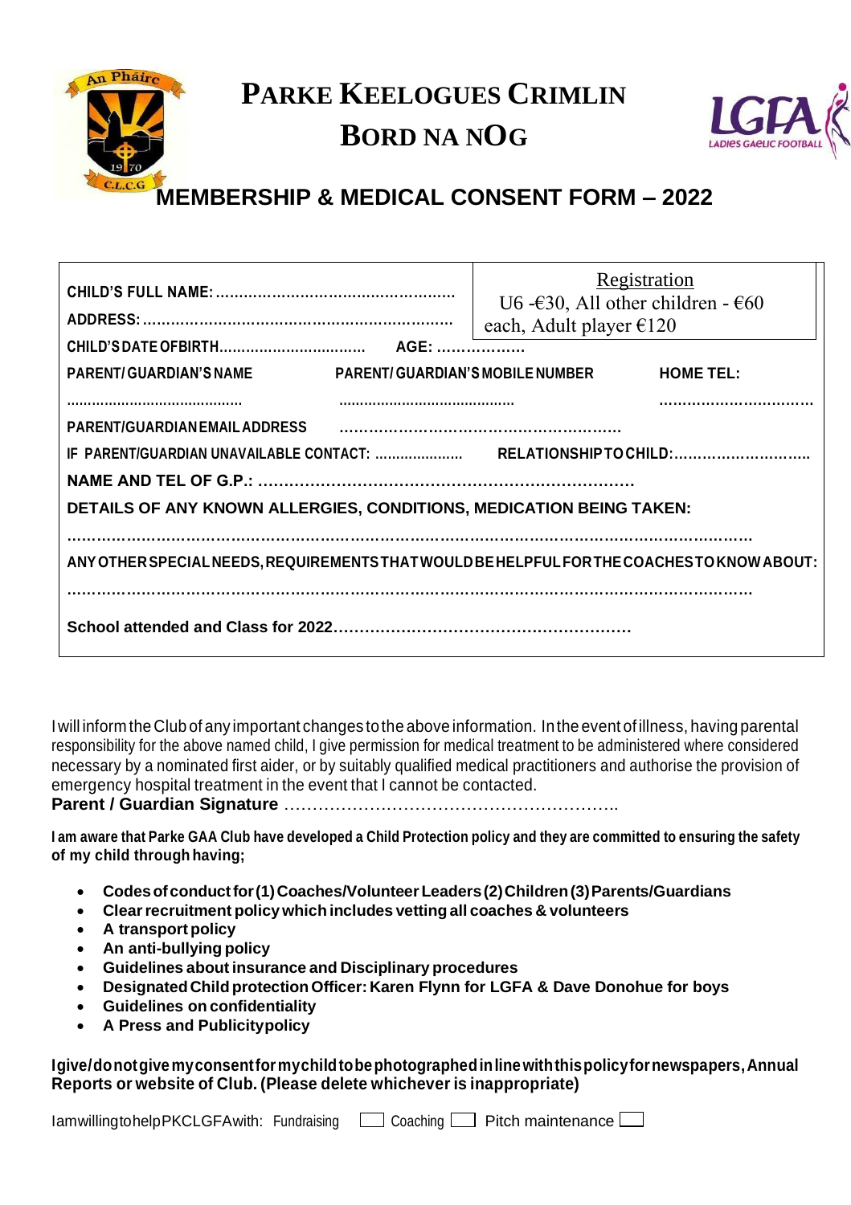# PARKE KEELOGUES CRIMLIN
# BORD NA NÓG

## MEMBERSHIP & MEDICAL CONSENT FORM – 2022

**CHILD'S FULL NAME:** ……………………………………………

**ADDRESS:** ……………………………………………………

**Registration**
U6 -€30, All other children - €60 each, Adult player €120

**CHILD'S DATE OF BIRTH** …………………………… **AGE:** ………………

| PARENT/ GUARDIAN'S NAME | PARENT/ GUARDIAN'S MOBILE NUMBER | HOME TEL: |
|---|---|---|
| …………………………………… | …………………………………… | …………………………… |

**PARENT/GUARDIAN EMAIL ADDRESS** ………………………………………………

**IF PARENT/GUARDIAN UNAVAILABLE CONTACT:** ………………… **RELATIONSHIP TO CHILD:** ……………………….

**NAME AND TEL OF G.P.:** ………………………………………………………………

**DETAILS OF ANY KNOWN ALLERGIES, CONDITIONS, MEDICATION BEING TAKEN:**

……………………………………………………………………………………………………………

**ANY OTHER SPECIAL NEEDS, REQUIREMENTS THAT WOULD BE HELPFUL FOR THE COACHES TO KNOW ABOUT:**

……………………………………………………………………………………………………………

**School attended and Class for 2022**…………………………………………………

I will inform the Club of any important changes to the above information. In the event of illness, having parental responsibility for the above named child, I give permission for medical treatment to be administered where considered necessary by a nominated first aider, or by suitably qualified medical practitioners and authorise the provision of emergency hospital treatment in the event that I cannot be contacted.

**Parent / Guardian Signature** …………………………………………………..

**I am aware that Parke GAA Club have developed a Child Protection policy and they are committed to ensuring the safety of my child through having;**

- **Codes of conduct for (1) Coaches/Volunteer Leaders (2) Children (3) Parents/Guardians**
- **Clear recruitment policy which includes vetting all coaches & volunteers**
- **A transport policy**
- **An anti-bullying policy**
- **Guidelines about insurance and Disciplinary procedures**
- **Designated Child protection Officer: Karen Flynn for LGFA & Dave Donohue for boys**
- **Guidelines on confidentiality**
- **A Press and Publicity policy**

**I give/do not give my consent for my child to be photographed in line with this policy for newspapers, Annual Reports or website of Club. (Please delete whichever is inappropriate)**

I am willing to help PKCLGFA with: Fundraising ☐ Coaching ☐ Pitch maintenance ☐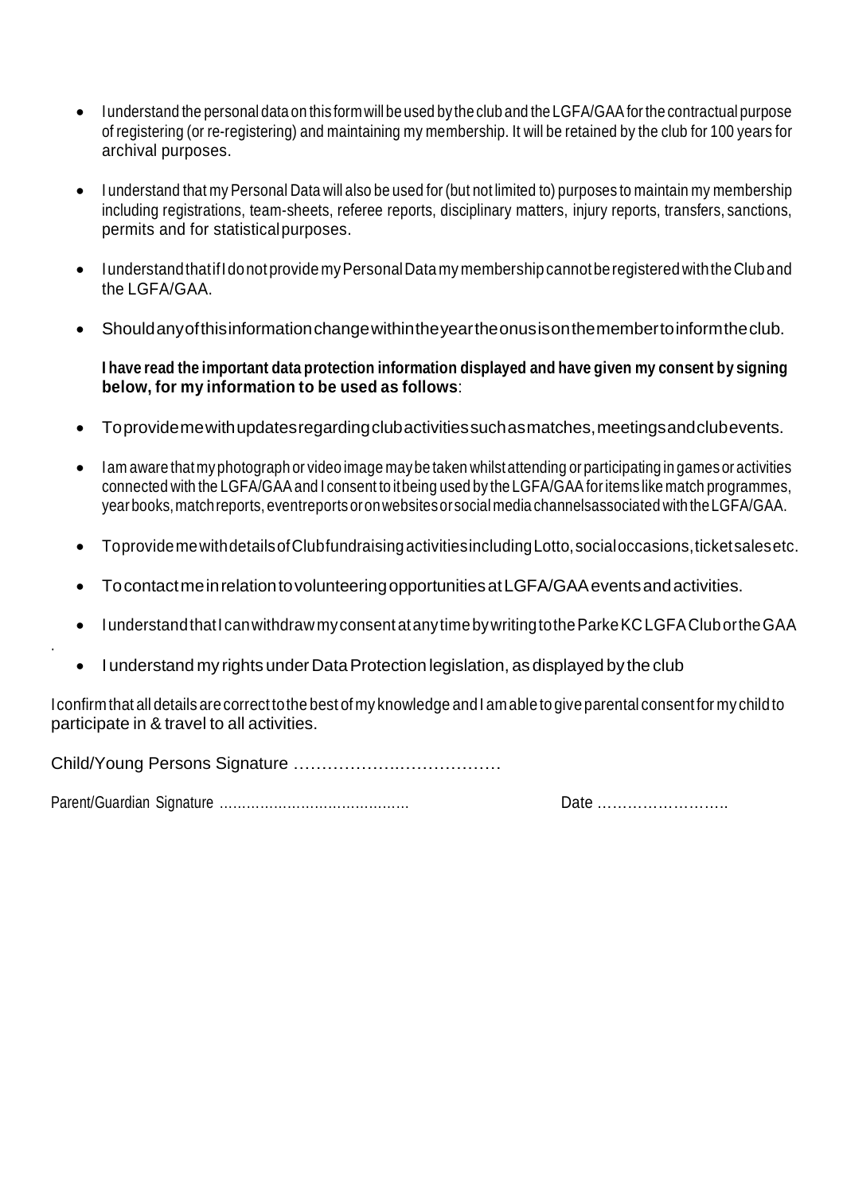- I understand the personal data on this form will be used by the club and the LGFA/GAA for the contractual purpose of registering (or re-registering) and maintaining my membership. It will be retained by the club for 100 years for archival purposes.

- I understand that my Personal Data will also be used for (but not limited to) purposes to maintain my membership including registrations, team-sheets, referee reports, disciplinary matters, injury reports, transfers, sanctions, permits and for statistical purposes.

- I understand that if I do not provide my Personal Data my membership cannot be registered with the Club and the LGFA/GAA.

- Should any of this information change within the year the onus is on the member to inform the club.

  **I have read the important data protection information displayed and have given my consent by signing below, for my information to be used as follows**:

- To provide me with updates regarding club activities such as matches, meetings and club events.

- I am aware that my photograph or video image may be taken whilst attending or participating in games or activities connected with the LGFA/GAA and I consent to it being used by the LGFA/GAA for items like match programmes, year books, match reports, event reports or on websites or social media channels associated with the LGFA/GAA.

- To provide me with details of Club fundraising activities including Lotto, social occasions, ticket sales etc.

- To contact me in relation to volunteering opportunities at LGFA/GAA events and activities.

- I understand that I can withdraw my consent at any time by writing to the Parke KC LGFA Club or the GAA

- I understand my rights under Data Protection legislation, as displayed by the club

I confirm that all details are correct to the best of my knowledge and I am able to give parental consent for my child to participate in & travel to all activities.

Child/Young Persons Signature ………………..………………

Parent/Guardian Signature …………………………………… Date …………………….